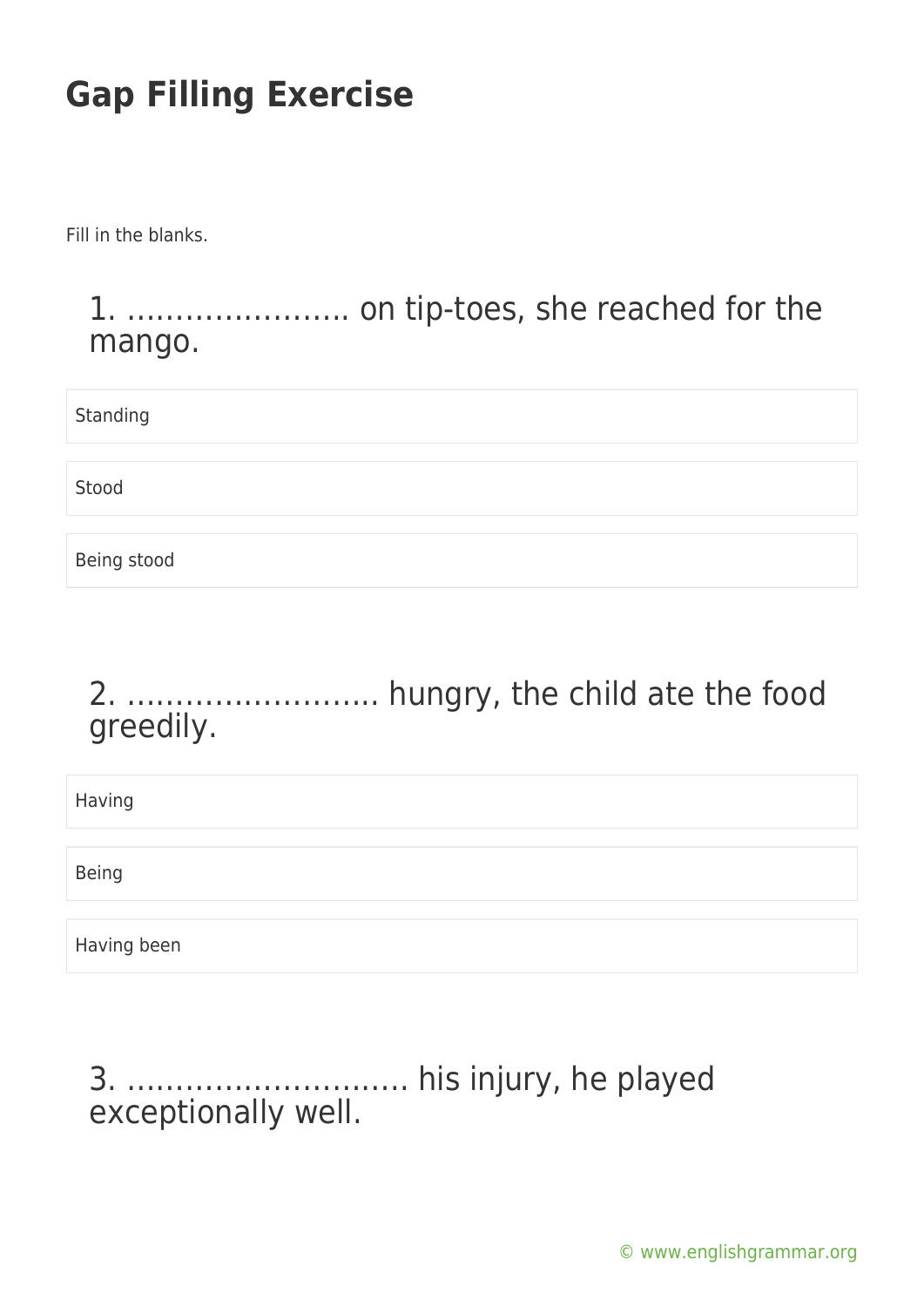# Gap Filling Exercise

Fill in the blanks.

## 1. …………………. on tip-toes, she reached for the mango.

- Standing
- Stood
- Being stood

## 2. ……………………. hungry, the child ate the food greedily.

- Having
- Being
- Having been

## 3. ……………………….. his injury, he played exceptionally well.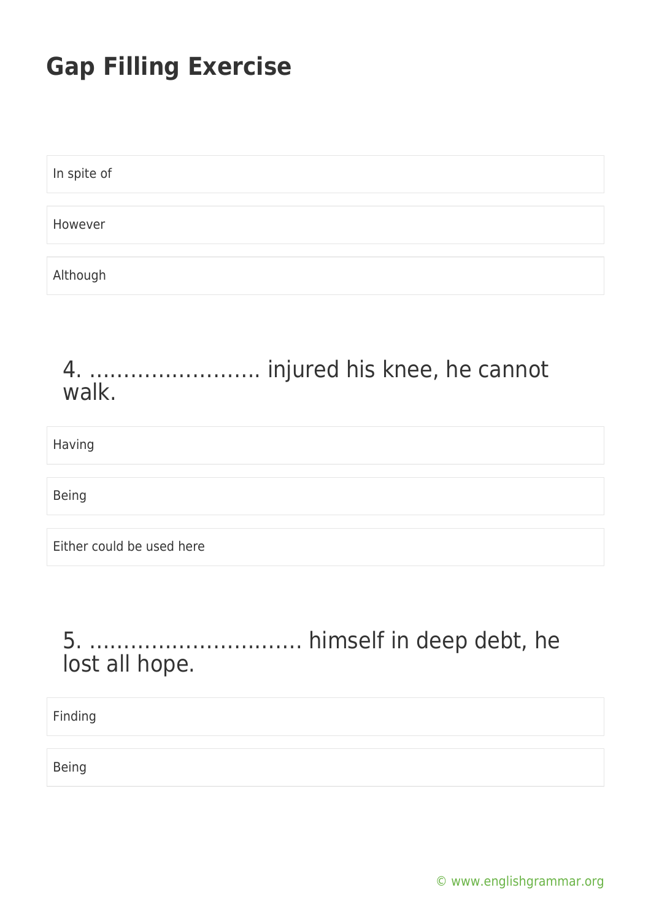# Gap Filling Exercise

In spite of

However

Although

## 4. ……………………. injured his knee, he cannot walk.

Having

Being

Either could be used here

## 5. …………………………. himself in deep debt, he lost all hope.

Finding

Being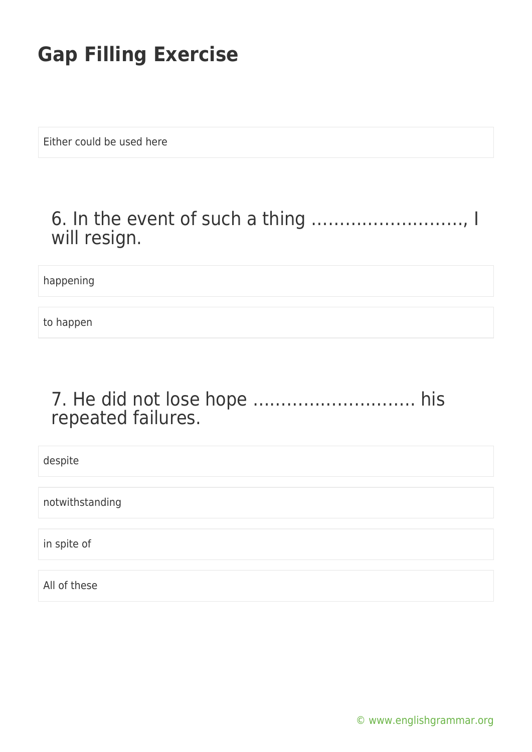# Gap Filling Exercise

Either could be used here

### 6. In the event of such a thing ………………………, I will resign.

happening

to happen

### 7. He did not lose hope ………………………. his repeated failures.

despite

notwithstanding

in spite of

All of these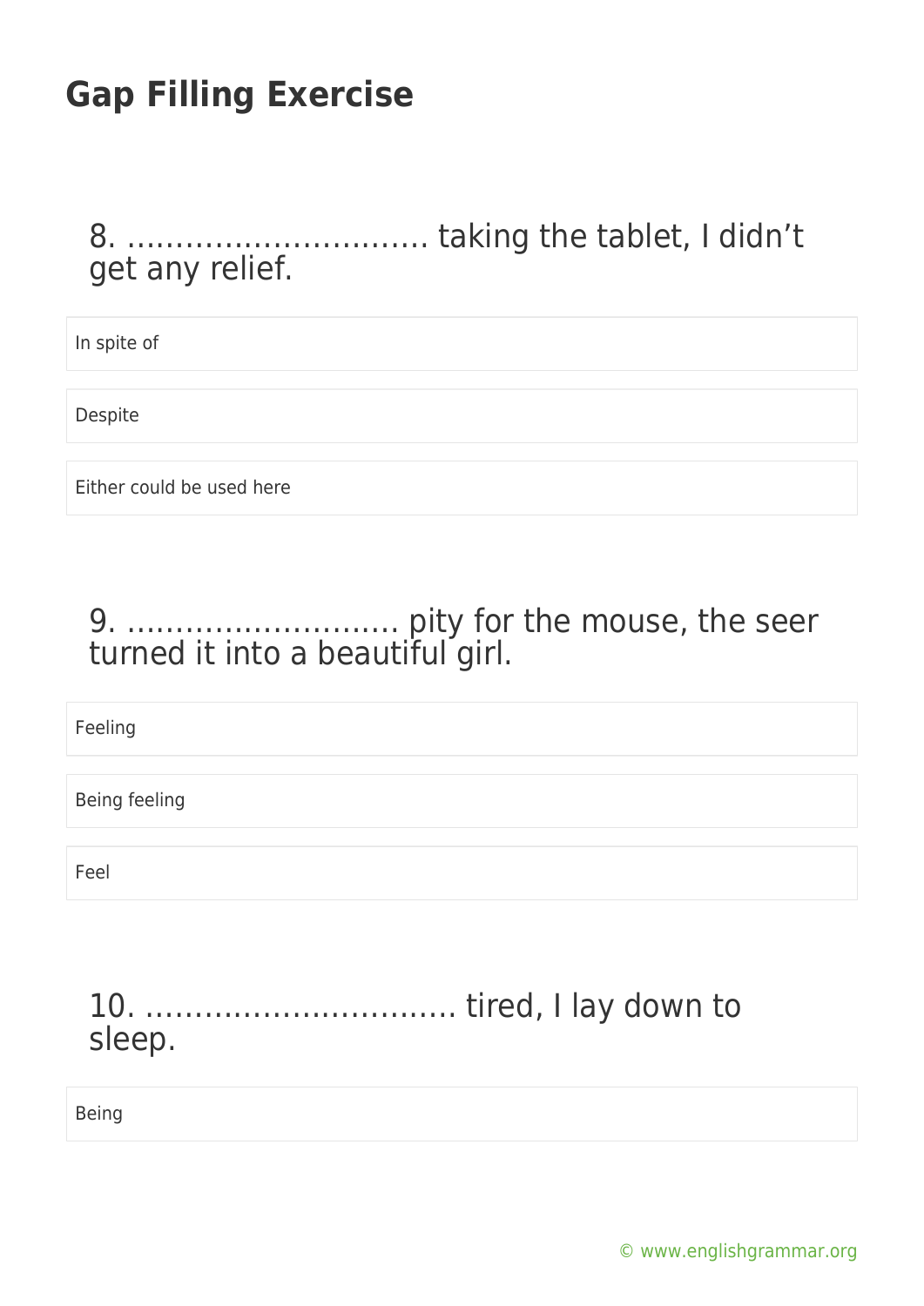# Gap Filling Exercise

8. ………………………… taking the tablet, I didn't get any relief.

- In spite of
- Despite
- Either could be used here

9. ………………………. pity for the mouse, the seer turned it into a beautiful girl.

- Feeling
- Being feeling
- Feel

10. …………………………… tired, I lay down to sleep.

- Being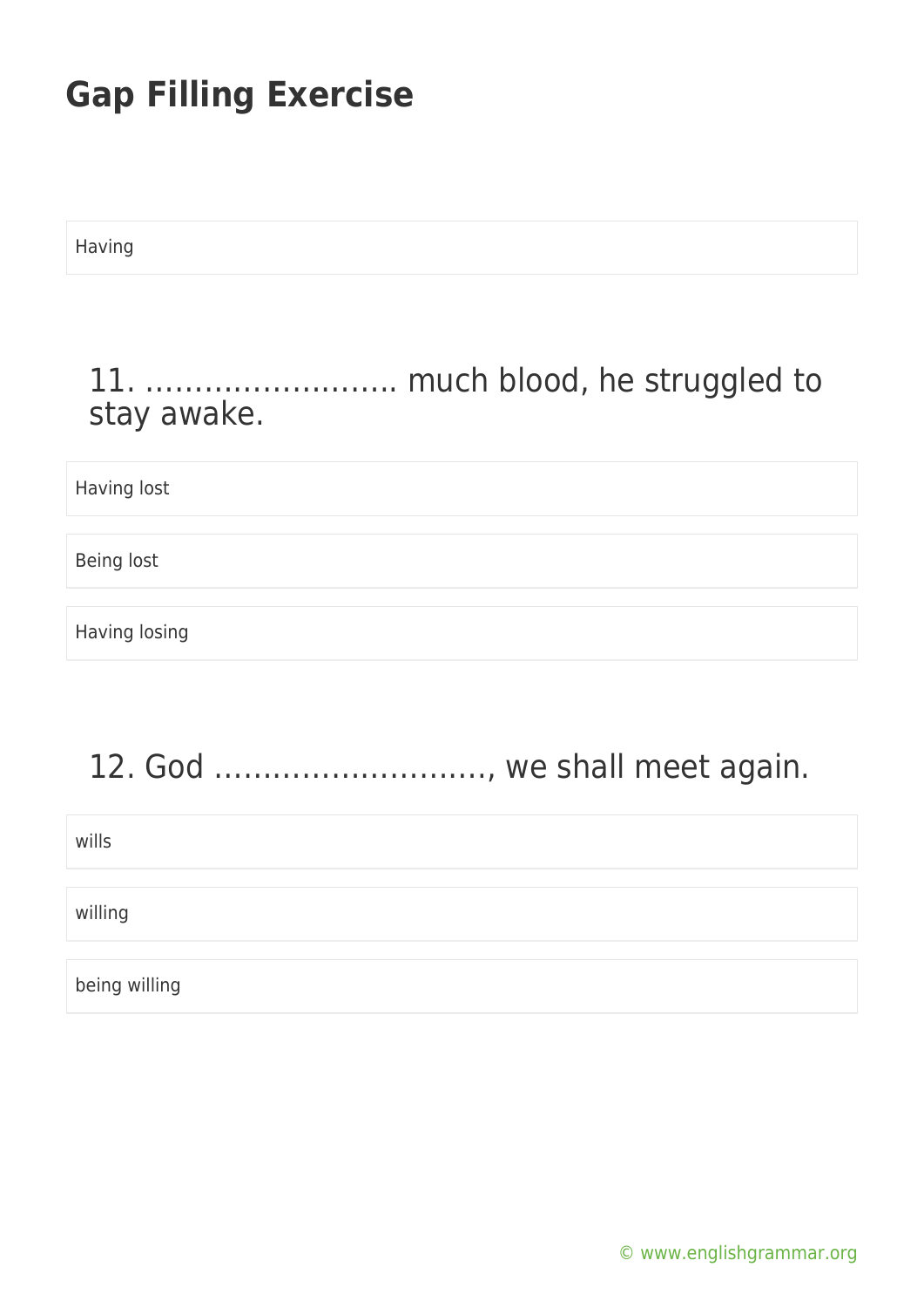## Gap Filling Exercise

Having

### 11. …………………….. much blood, he struggled to stay awake.

Having lost

Being lost

Having losing

### 12. God ………………………, we shall meet again.

wills

willing

being willing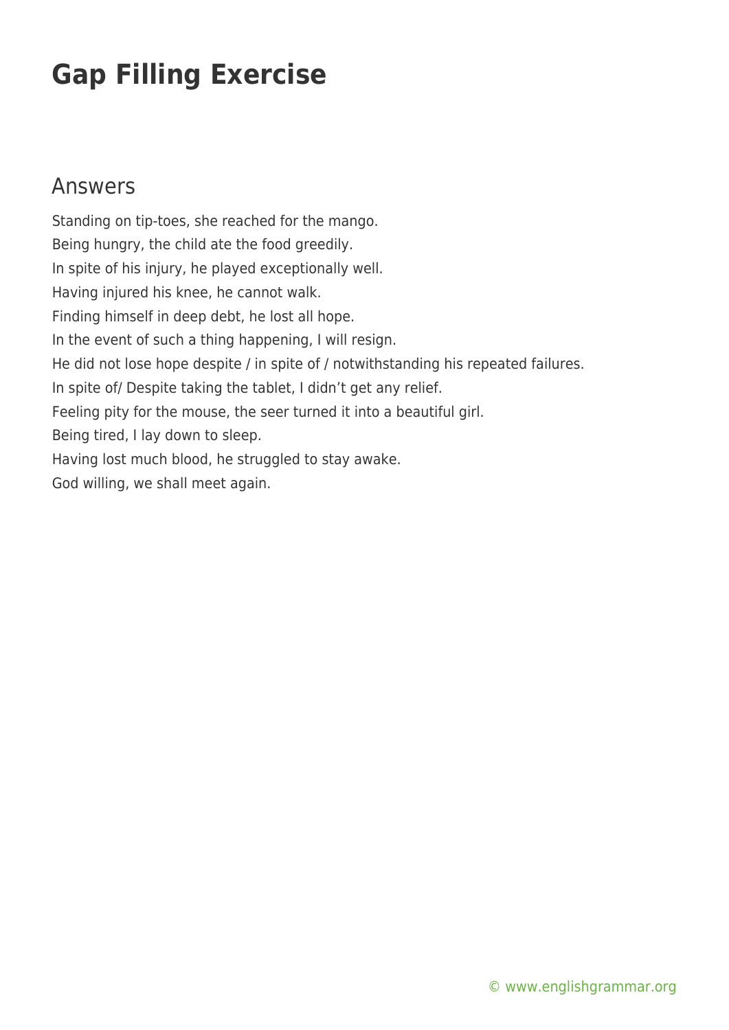# Gap Filling Exercise

## Answers

Standing on tip-toes, she reached for the mango.
Being hungry, the child ate the food greedily.
In spite of his injury, he played exceptionally well.
Having injured his knee, he cannot walk.
Finding himself in deep debt, he lost all hope.
In the event of such a thing happening, I will resign.
He did not lose hope despite / in spite of / notwithstanding his repeated failures.
In spite of/ Despite taking the tablet, I didn't get any relief.
Feeling pity for the mouse, the seer turned it into a beautiful girl.
Being tired, I lay down to sleep.
Having lost much blood, he struggled to stay awake.
God willing, we shall meet again.